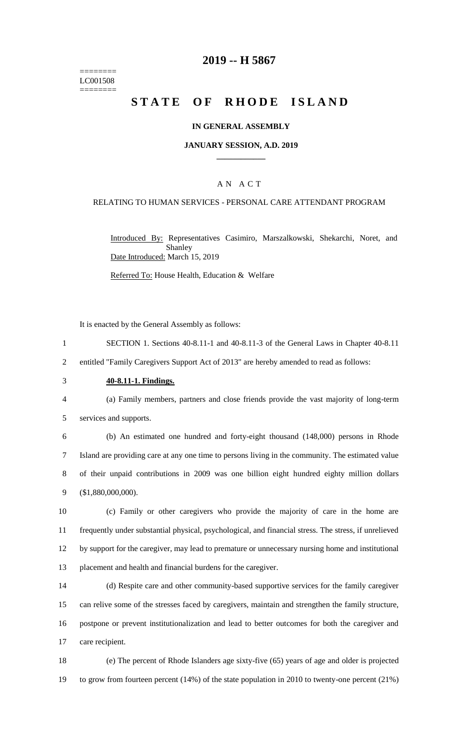========
LC001508
========

# 2019 -- H 5867

# STATE OF RHODE ISLAND

**IN GENERAL ASSEMBLY**

**JANUARY SESSION, A.D. 2019**

---

A N A C T

RELATING TO HUMAN SERVICES - PERSONAL CARE ATTENDANT PROGRAM

Introduced By: Representatives Casimiro, Marszalkowski, Shekarchi, Noret, and Shanley

Date Introduced: March 15, 2019

Referred To: House Health, Education & Welfare

It is enacted by the General Assembly as follows:

1 SECTION 1. Sections 40-8.11-1 and 40-8.11-3 of the General Laws in Chapter 40-8.11
2 entitled "Family Caregivers Support Act of 2013" are hereby amended to read as follows:

3 **40-8.11-1. Findings.**

4 (a) Family members, partners and close friends provide the vast majority of long-term
5 services and supports.

6 (b) An estimated one hundred and forty-eight thousand (148,000) persons in Rhode
7 Island are providing care at any one time to persons living in the community. The estimated value
8 of their unpaid contributions in 2009 was one billion eight hundred eighty million dollars
9 ($1,880,000,000).

10 (c) Family or other caregivers who provide the majority of care in the home are
11 frequently under substantial physical, psychological, and financial stress. The stress, if unrelieved
12 by support for the caregiver, may lead to premature or unnecessary nursing home and institutional
13 placement and health and financial burdens for the caregiver.

14 (d) Respite care and other community-based supportive services for the family caregiver
15 can relive some of the stresses faced by caregivers, maintain and strengthen the family structure,
16 postpone or prevent institutionalization and lead to better outcomes for both the caregiver and
17 care recipient.

18 (e) The percent of Rhode Islanders age sixty-five (65) years of age and older is projected
19 to grow from fourteen percent (14%) of the state population in 2010 to twenty-one percent (21%)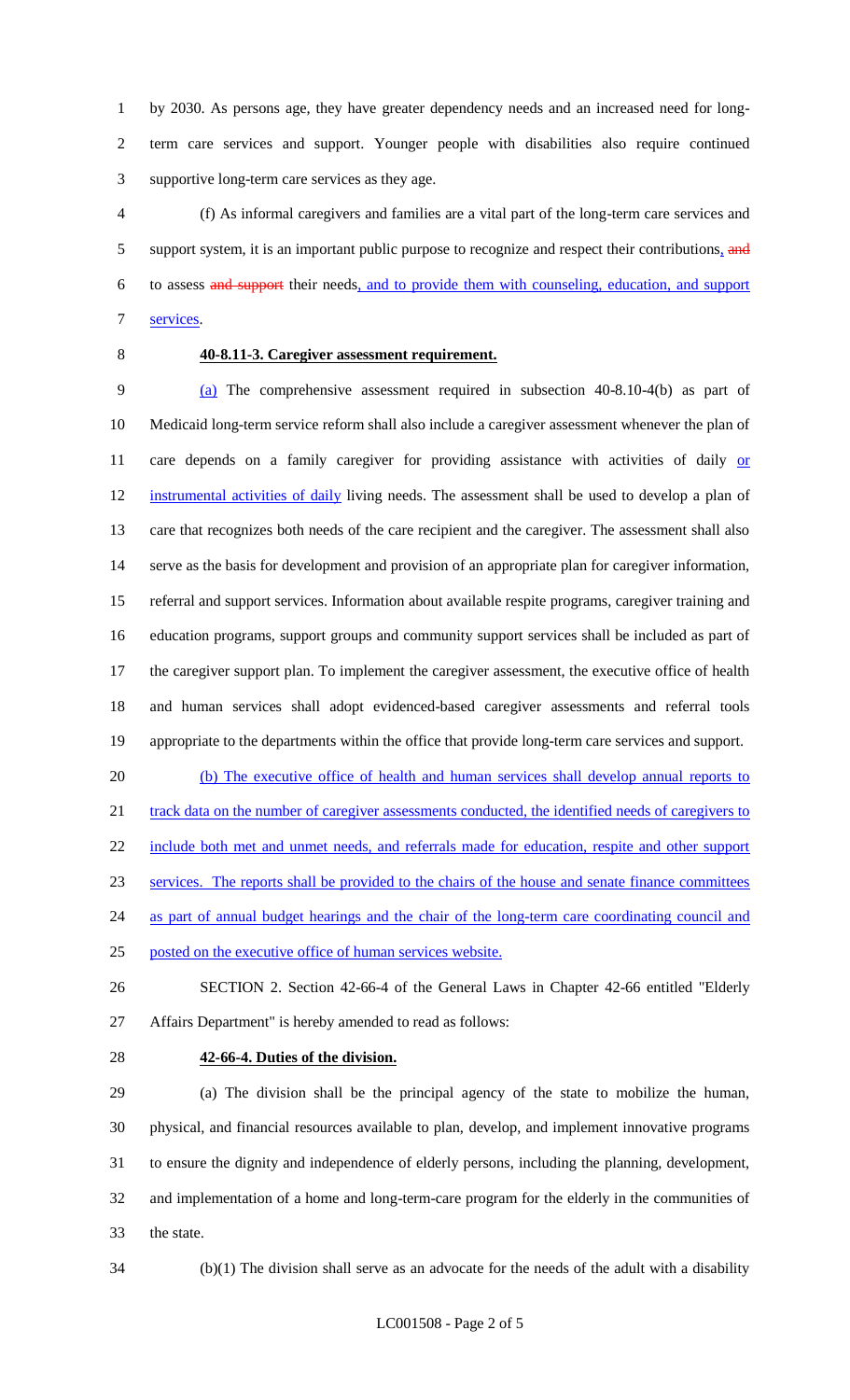by 2030. As persons age, they have greater dependency needs and an increased need for long-term care services and support. Younger people with disabilities also require continued supportive long-term care services as they age.

(f) As informal caregivers and families are a vital part of the long-term care services and support system, it is an important public purpose to recognize and respect their contributions, ~~and~~ to assess ~~and support~~ their needs, and to provide them with counseling, education, and support services.

**40-8.11-3. Caregiver assessment requirement.**

(a) The comprehensive assessment required in subsection 40-8.10-4(b) as part of Medicaid long-term service reform shall also include a caregiver assessment whenever the plan of care depends on a family caregiver for providing assistance with activities of daily or instrumental activities of daily living needs. The assessment shall be used to develop a plan of care that recognizes both needs of the care recipient and the caregiver. The assessment shall also serve as the basis for development and provision of an appropriate plan for caregiver information, referral and support services. Information about available respite programs, caregiver training and education programs, support groups and community support services shall be included as part of the caregiver support plan. To implement the caregiver assessment, the executive office of health and human services shall adopt evidenced-based caregiver assessments and referral tools appropriate to the departments within the office that provide long-term care services and support.

(b) The executive office of health and human services shall develop annual reports to track data on the number of caregiver assessments conducted, the identified needs of caregivers to include both met and unmet needs, and referrals made for education, respite and other support services. The reports shall be provided to the chairs of the house and senate finance committees as part of annual budget hearings and the chair of the long-term care coordinating council and posted on the executive office of human services website.

SECTION 2. Section 42-66-4 of the General Laws in Chapter 42-66 entitled "Elderly Affairs Department" is hereby amended to read as follows:

**42-66-4. Duties of the division.**

(a) The division shall be the principal agency of the state to mobilize the human, physical, and financial resources available to plan, develop, and implement innovative programs to ensure the dignity and independence of elderly persons, including the planning, development, and implementation of a home and long-term-care program for the elderly in the communities of the state.

(b)(1) The division shall serve as an advocate for the needs of the adult with a disability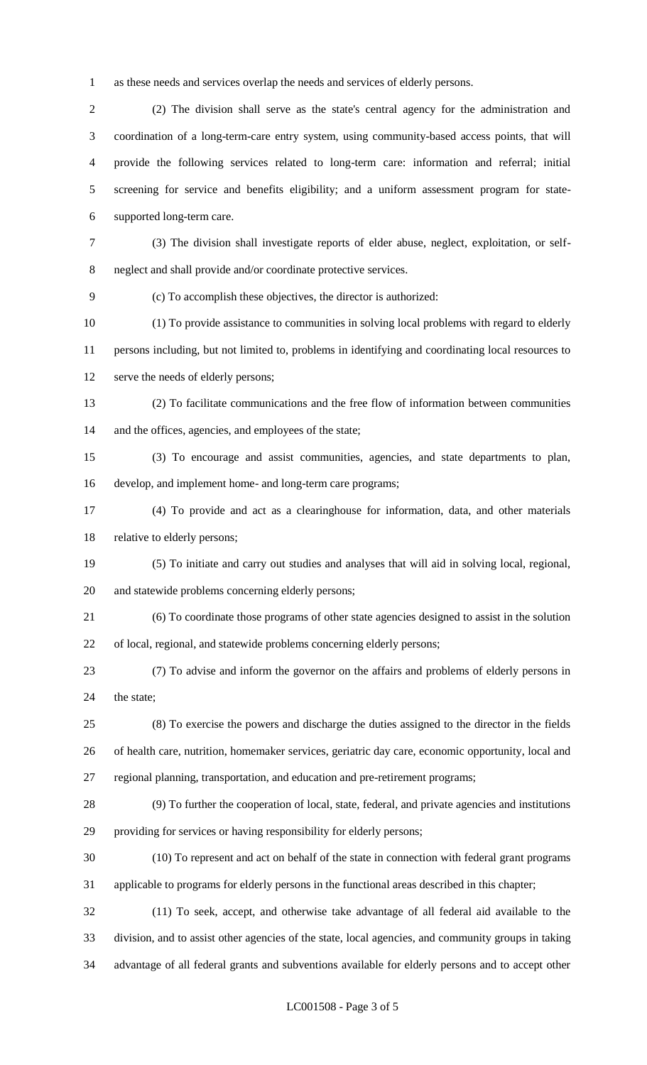as these needs and services overlap the needs and services of elderly persons.

(2) The division shall serve as the state's central agency for the administration and coordination of a long-term-care entry system, using community-based access points, that will provide the following services related to long-term care: information and referral; initial screening for service and benefits eligibility; and a uniform assessment program for state-supported long-term care.

(3) The division shall investigate reports of elder abuse, neglect, exploitation, or self-neglect and shall provide and/or coordinate protective services.

(c) To accomplish these objectives, the director is authorized:

(1) To provide assistance to communities in solving local problems with regard to elderly persons including, but not limited to, problems in identifying and coordinating local resources to serve the needs of elderly persons;

(2) To facilitate communications and the free flow of information between communities and the offices, agencies, and employees of the state;

(3) To encourage and assist communities, agencies, and state departments to plan, develop, and implement home- and long-term care programs;

(4) To provide and act as a clearinghouse for information, data, and other materials relative to elderly persons;

(5) To initiate and carry out studies and analyses that will aid in solving local, regional, and statewide problems concerning elderly persons;

(6) To coordinate those programs of other state agencies designed to assist in the solution of local, regional, and statewide problems concerning elderly persons;

(7) To advise and inform the governor on the affairs and problems of elderly persons in the state;

(8) To exercise the powers and discharge the duties assigned to the director in the fields of health care, nutrition, homemaker services, geriatric day care, economic opportunity, local and regional planning, transportation, and education and pre-retirement programs;

(9) To further the cooperation of local, state, federal, and private agencies and institutions providing for services or having responsibility for elderly persons;

(10) To represent and act on behalf of the state in connection with federal grant programs applicable to programs for elderly persons in the functional areas described in this chapter;

(11) To seek, accept, and otherwise take advantage of all federal aid available to the division, and to assist other agencies of the state, local agencies, and community groups in taking advantage of all federal grants and subventions available for elderly persons and to accept other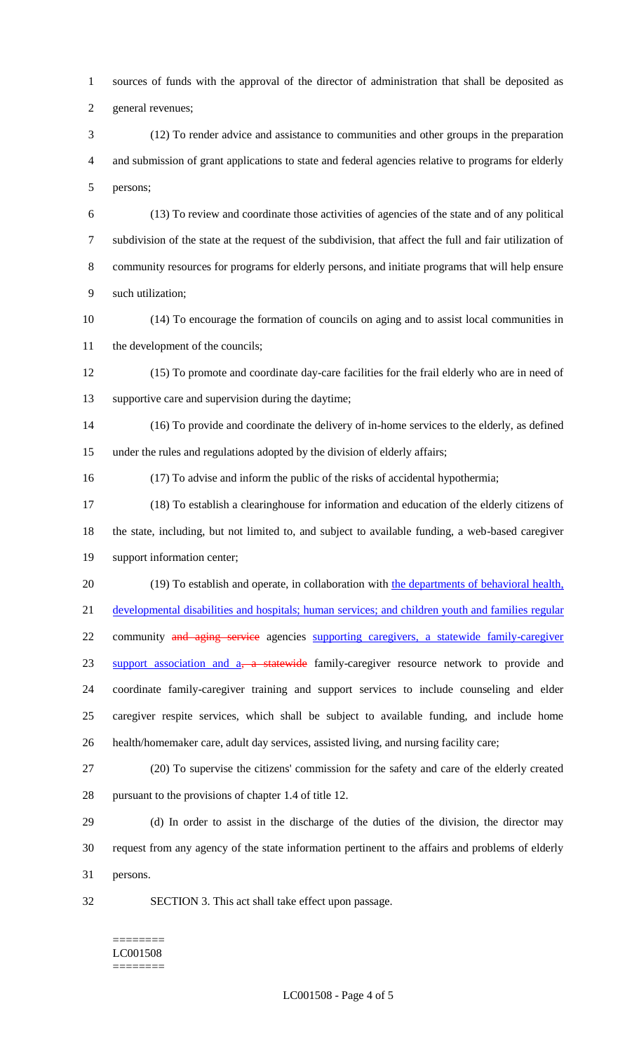sources of funds with the approval of the director of administration that shall be deposited as general revenues;

(12) To render advice and assistance to communities and other groups in the preparation and submission of grant applications to state and federal agencies relative to programs for elderly persons;

(13) To review and coordinate those activities of agencies of the state and of any political subdivision of the state at the request of the subdivision, that affect the full and fair utilization of community resources for programs for elderly persons, and initiate programs that will help ensure such utilization;

(14) To encourage the formation of councils on aging and to assist local communities in the development of the councils;

(15) To promote and coordinate day-care facilities for the frail elderly who are in need of supportive care and supervision during the daytime;

(16) To provide and coordinate the delivery of in-home services to the elderly, as defined under the rules and regulations adopted by the division of elderly affairs;

(17) To advise and inform the public of the risks of accidental hypothermia;

(18) To establish a clearinghouse for information and education of the elderly citizens of the state, including, but not limited to, and subject to available funding, a web-based caregiver support information center;

(19) To establish and operate, in collaboration with the departments of behavioral health, developmental disabilities and hospitals; human services; and children youth and families regular community ~~and aging service~~ agencies supporting caregivers, a statewide family-caregiver support association and a~~, a statewide~~ family-caregiver resource network to provide and coordinate family-caregiver training and support services to include counseling and elder caregiver respite services, which shall be subject to available funding, and include home health/homemaker care, adult day services, assisted living, and nursing facility care;

(20) To supervise the citizens' commission for the safety and care of the elderly created pursuant to the provisions of chapter 1.4 of title 12.

(d) In order to assist in the discharge of the duties of the division, the director may request from any agency of the state information pertinent to the affairs and problems of elderly persons.

SECTION 3. This act shall take effect upon passage.

========
LC001508
========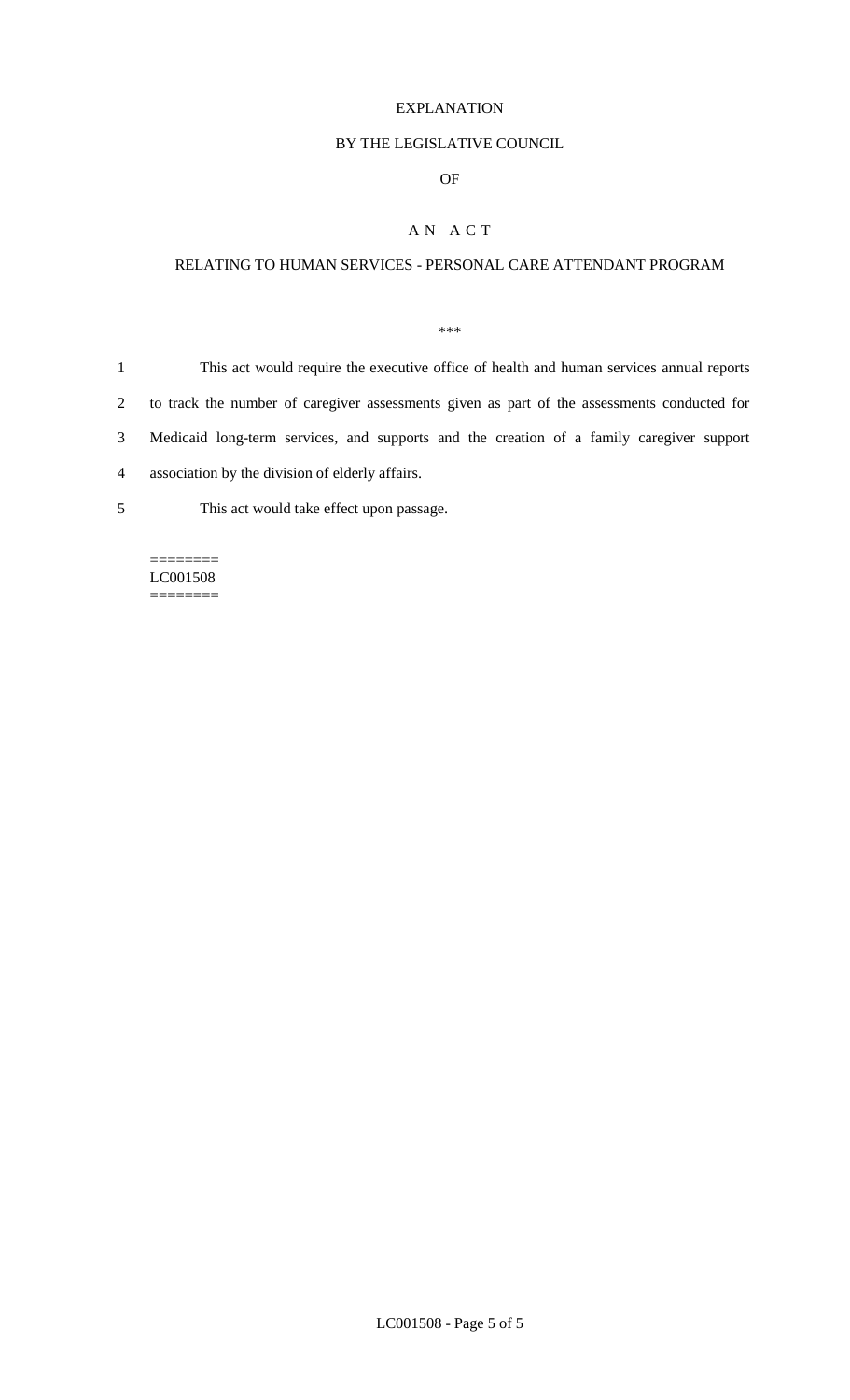EXPLANATION

BY THE LEGISLATIVE COUNCIL

OF

A N A C T

RELATING TO HUMAN SERVICES - PERSONAL CARE ATTENDANT PROGRAM

***

This act would require the executive office of health and human services annual reports to track the number of caregiver assessments given as part of the assessments conducted for Medicaid long-term services, and supports and the creation of a family caregiver support association by the division of elderly affairs.

This act would take effect upon passage.

========
LC001508
========